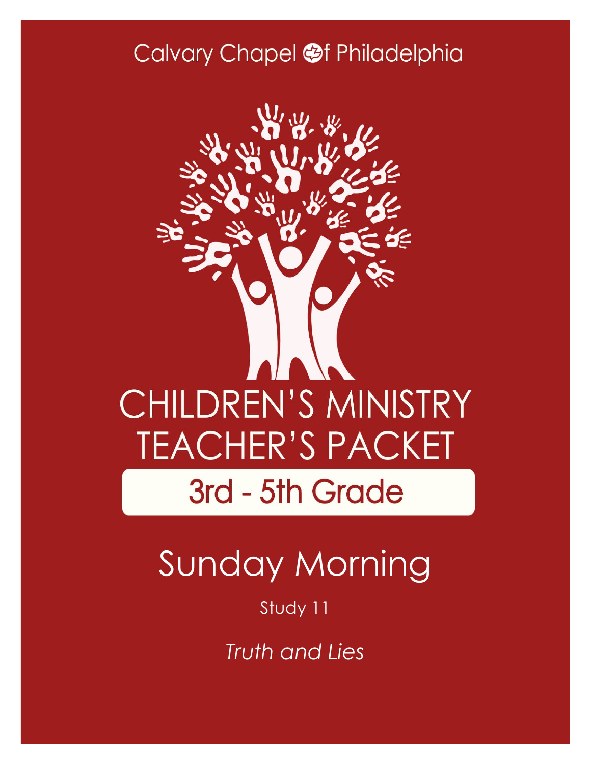Calvary Chapel of Philadelphia

# CHILDREN'S MINISTRY TEACHER'S PACKET

## 3rd - 5th Grade

# Sunday Morning

Study 11

*Truth and Lies*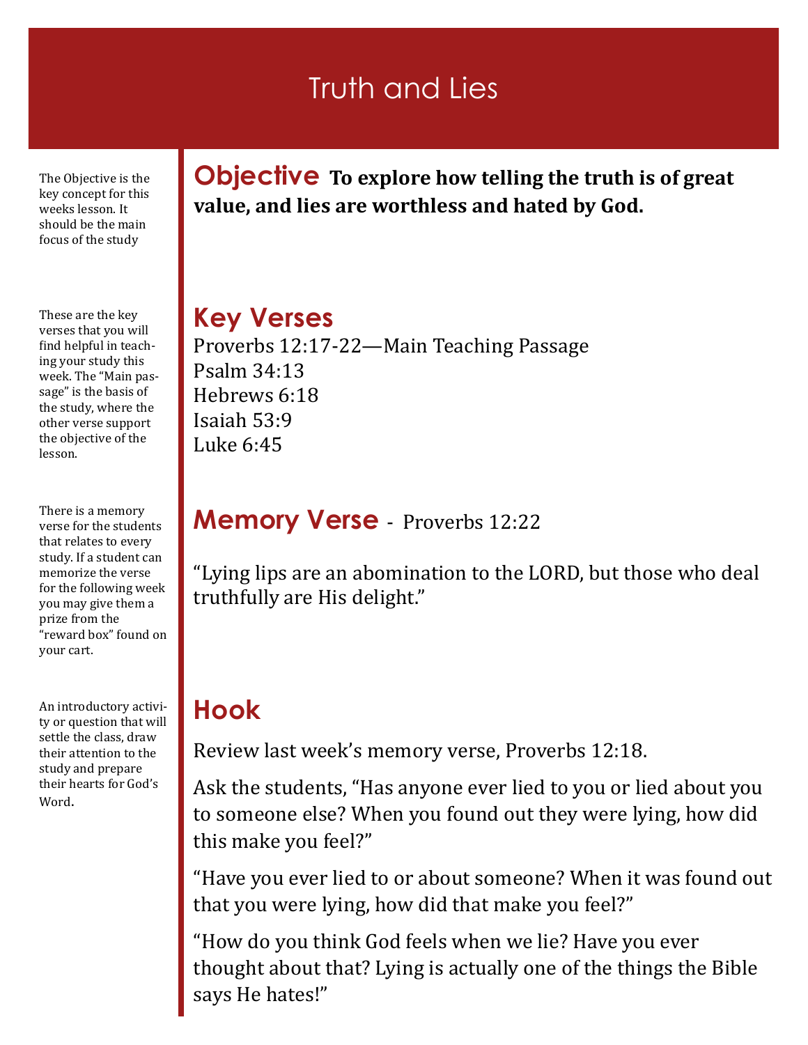# Truth and Lies

The Objective is the key concept for this weeks lesson. It should be the main focus of the study

## Objective

**To explore how telling the truth is of great value, and lies are worthless and hated by God.**

These are the key verses that you will find helpful in teaching your study this week. The "Main passage" is the basis of the study, where the other verse support the objective of the lesson.

## Key Verses

Proverbs 12:17-22—Main Teaching Passage
Psalm 34:13
Hebrews 6:18
Isaiah 53:9
Luke 6:45

There is a memory verse for the students that relates to every study. If a student can memorize the verse for the following week you may give them a prize from the "reward box" found on your cart.

## Memory Verse - Proverbs 12:22

"Lying lips are an abomination to the LORD, but those who deal truthfully are His delight."

An introductory activity or question that will settle the class, draw their attention to the study and prepare their hearts for God's Word.

## Hook

Review last week's memory verse, Proverbs 12:18.

Ask the students, "Has anyone ever lied to you or lied about you to someone else? When you found out they were lying, how did this make you feel?"

"Have you ever lied to or about someone? When it was found out that you were lying, how did that make you feel?"

"How do you think God feels when we lie? Have you ever thought about that? Lying is actually one of the things the Bible says He hates!"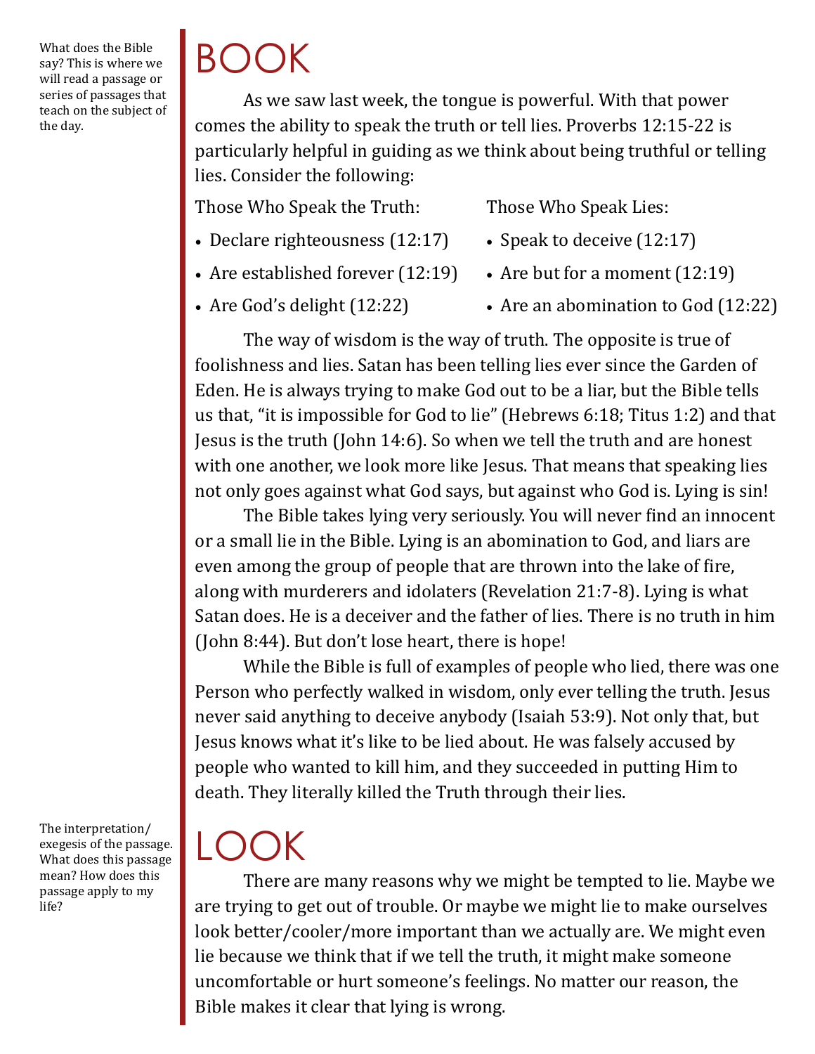What does the Bible say? This is where we will read a passage or series of passages that teach on the subject of the day.

# BOOK

As we saw last week, the tongue is powerful. With that power comes the ability to speak the truth or tell lies. Proverbs 12:15-22 is particularly helpful in guiding as we think about being truthful or telling lies. Consider the following:

Those Who Speak the Truth:

- Declare righteousness (12:17)
- Are established forever (12:19)
- Are God's delight (12:22)

Those Who Speak Lies:

- Speak to deceive (12:17)
- Are but for a moment (12:19)
- Are an abomination to God (12:22)

The way of wisdom is the way of truth. The opposite is true of foolishness and lies. Satan has been telling lies ever since the Garden of Eden. He is always trying to make God out to be a liar, but the Bible tells us that, "it is impossible for God to lie" (Hebrews 6:18; Titus 1:2) and that Jesus is the truth (John 14:6). So when we tell the truth and are honest with one another, we look more like Jesus. That means that speaking lies not only goes against what God says, but against who God is. Lying is sin!

The Bible takes lying very seriously. You will never find an innocent or a small lie in the Bible. Lying is an abomination to God, and liars are even among the group of people that are thrown into the lake of fire, along with murderers and idolaters (Revelation 21:7-8). Lying is what Satan does. He is a deceiver and the father of lies. There is no truth in him (John 8:44). But don't lose heart, there is hope!

While the Bible is full of examples of people who lied, there was one Person who perfectly walked in wisdom, only ever telling the truth. Jesus never said anything to deceive anybody (Isaiah 53:9). Not only that, but Jesus knows what it's like to be lied about. He was falsely accused by people who wanted to kill him, and they succeeded in putting Him to death. They literally killed the Truth through their lies.

The interpretation/exegesis of the passage. What does this passage mean? How does this passage apply to my life?

# LOOK

There are many reasons why we might be tempted to lie. Maybe we are trying to get out of trouble. Or maybe we might lie to make ourselves look better/cooler/more important than we actually are. We might even lie because we think that if we tell the truth, it might make someone uncomfortable or hurt someone's feelings. No matter our reason, the Bible makes it clear that lying is wrong.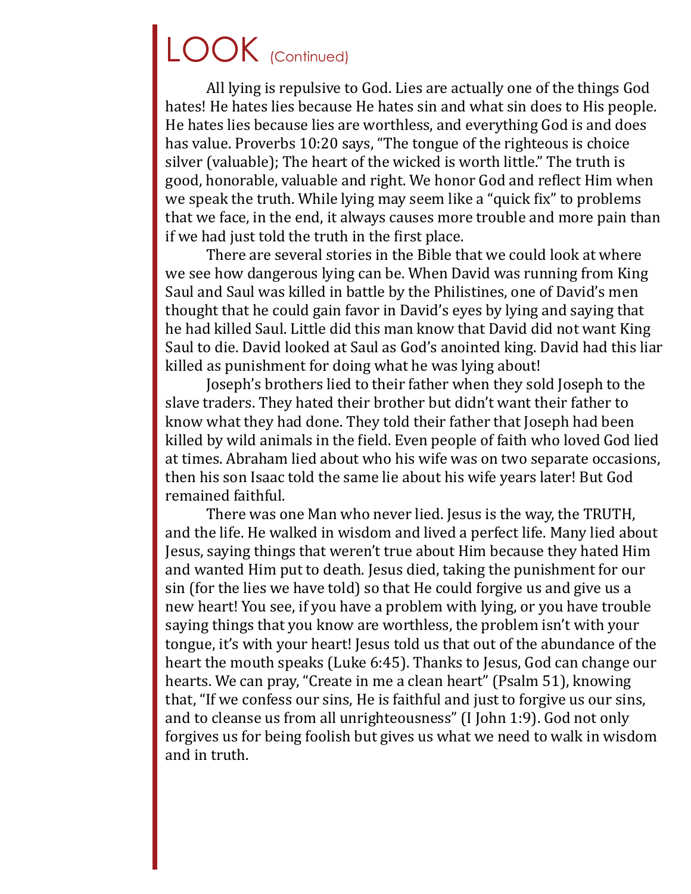# LOOK (Continued)

All lying is repulsive to God. Lies are actually one of the things God hates! He hates lies because He hates sin and what sin does to His people. He hates lies because lies are worthless, and everything God is and does has value. Proverbs 10:20 says, “The tongue of the righteous is choice silver (valuable); The heart of the wicked is worth little.” The truth is good, honorable, valuable and right. We honor God and reflect Him when we speak the truth. While lying may seem like a “quick fix” to problems that we face, in the end, it always causes more trouble and more pain than if we had just told the truth in the first place.

There are several stories in the Bible that we could look at where we see how dangerous lying can be. When David was running from King Saul and Saul was killed in battle by the Philistines, one of David’s men thought that he could gain favor in David’s eyes by lying and saying that he had killed Saul. Little did this man know that David did not want King Saul to die. David looked at Saul as God’s anointed king. David had this liar killed as punishment for doing what he was lying about!

Joseph’s brothers lied to their father when they sold Joseph to the slave traders. They hated their brother but didn’t want their father to know what they had done. They told their father that Joseph had been killed by wild animals in the field. Even people of faith who loved God lied at times. Abraham lied about who his wife was on two separate occasions, then his son Isaac told the same lie about his wife years later! But God remained faithful.

There was one Man who never lied. Jesus is the way, the TRUTH, and the life. He walked in wisdom and lived a perfect life. Many lied about Jesus, saying things that weren’t true about Him because they hated Him and wanted Him put to death. Jesus died, taking the punishment for our sin (for the lies we have told) so that He could forgive us and give us a new heart! You see, if you have a problem with lying, or you have trouble saying things that you know are worthless, the problem isn’t with your tongue, it’s with your heart! Jesus told us that out of the abundance of the heart the mouth speaks (Luke 6:45). Thanks to Jesus, God can change our hearts. We can pray, “Create in me a clean heart” (Psalm 51), knowing that, “If we confess our sins, He is faithful and just to forgive us our sins, and to cleanse us from all unrighteousness” (I John 1:9). God not only forgives us for being foolish but gives us what we need to walk in wisdom and in truth.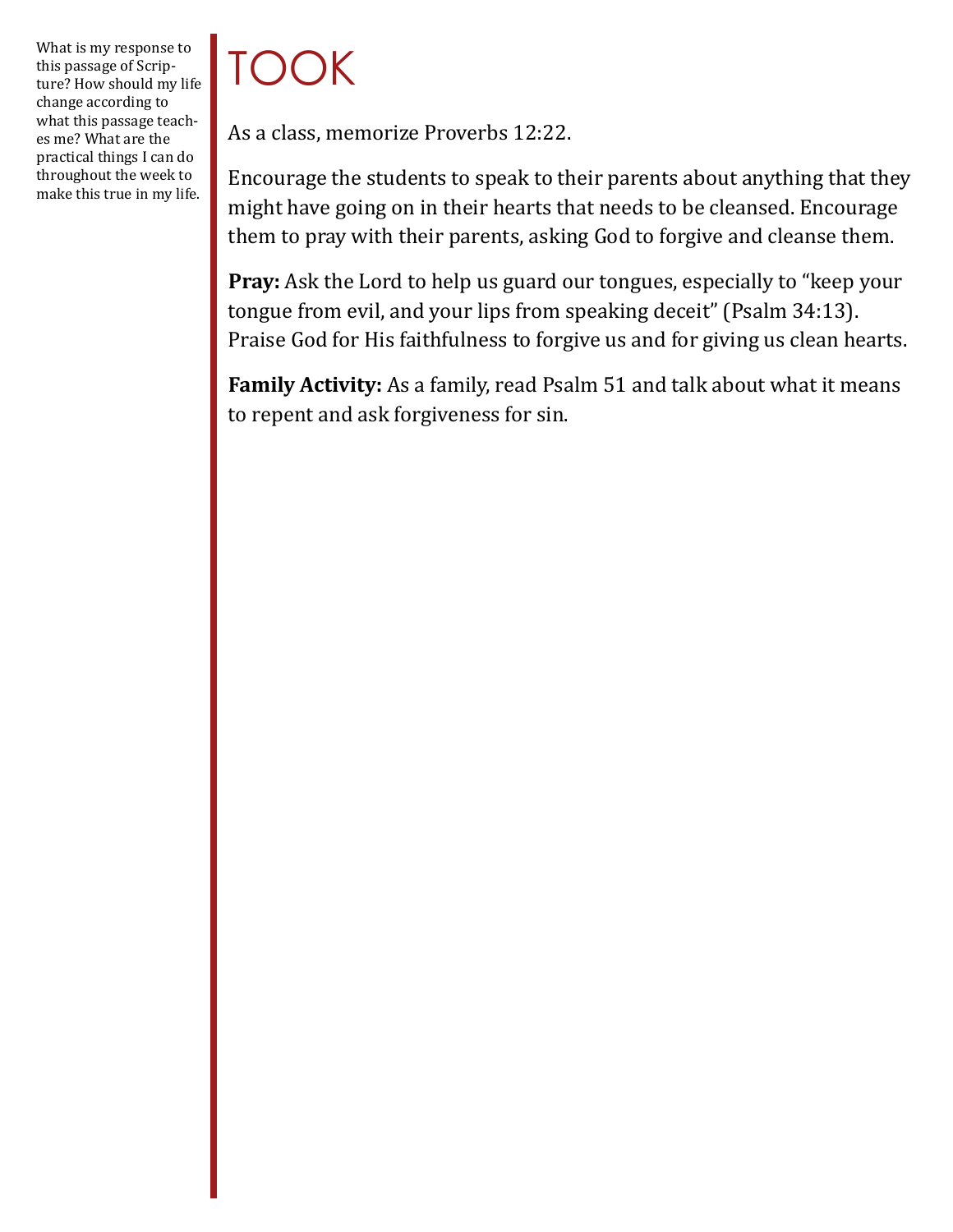What is my response to this passage of Scripture? How should my life change according to what this passage teaches me? What are the practical things I can do throughout the week to make this true in my life.

# TOOK

As a class, memorize Proverbs 12:22.

Encourage the students to speak to their parents about anything that they might have going on in their hearts that needs to be cleansed. Encourage them to pray with their parents, asking God to forgive and cleanse them.

**Pray:** Ask the Lord to help us guard our tongues, especially to "keep your tongue from evil, and your lips from speaking deceit" (Psalm 34:13). Praise God for His faithfulness to forgive us and for giving us clean hearts.

**Family Activity:** As a family, read Psalm 51 and talk about what it means to repent and ask forgiveness for sin.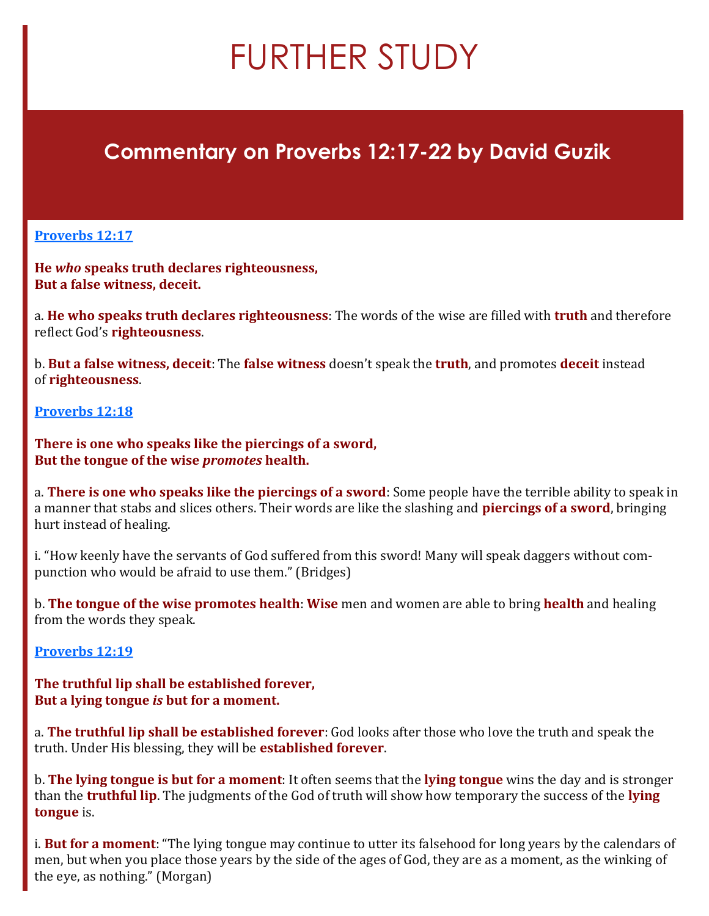# FURTHER STUDY

## Commentary on Proverbs 12:17-22 by David Guzik

[Proverbs 12:17]

**He *who* speaks truth declares righteousness,**
**But a false witness, deceit.**

a. **He who speaks truth declares righteousness**: The words of the wise are filled with **truth** and therefore reflect God's **righteousness**.

b. **But a false witness, deceit**: The **false witness** doesn't speak the **truth**, and promotes **deceit** instead of **righteousness**.

[Proverbs 12:18]

**There is one who speaks like the piercings of a sword,**
**But the tongue of the wise *promotes* health.**

a. **There is one who speaks like the piercings of a sword**: Some people have the terrible ability to speak in a manner that stabs and slices others. Their words are like the slashing and **piercings of a sword**, bringing hurt instead of healing.

i. "How keenly have the servants of God suffered from this sword! Many will speak daggers without compunction who would be afraid to use them." (Bridges)

b. **The tongue of the wise promotes health**: **Wise** men and women are able to bring **health** and healing from the words they speak.

[Proverbs 12:19]

**The truthful lip shall be established forever,**
**But a lying tongue *is* but for a moment.**

a. **The truthful lip shall be established forever**: God looks after those who love the truth and speak the truth. Under His blessing, they will be **established forever**.

b. **The lying tongue is but for a moment**: It often seems that the **lying tongue** wins the day and is stronger than the **truthful lip**. The judgments of the God of truth will show how temporary the success of the **lying tongue** is.

i. **But for a moment**: "The lying tongue may continue to utter its falsehood for long years by the calendars of men, but when you place those years by the side of the ages of God, they are as a moment, as the winking of the eye, as nothing." (Morgan)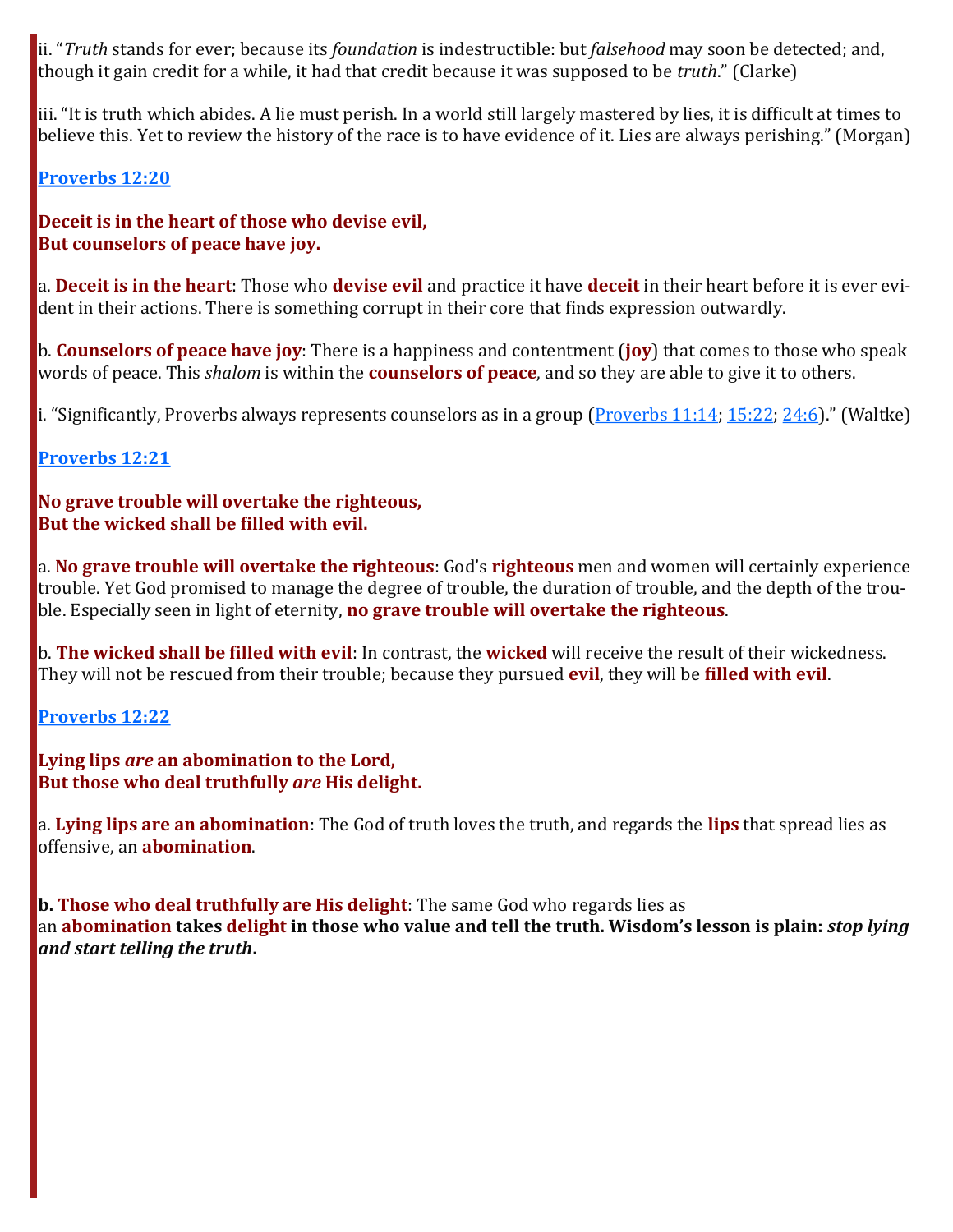ii. "*Truth* stands for ever; because its *foundation* is indestructible: but *falsehood* may soon be detected; and, though it gain credit for a while, it had that credit because it was supposed to be *truth*." (Clarke)

iii. "It is truth which abides. A lie must perish. In a world still largely mastered by lies, it is difficult at times to believe this. Yet to review the history of the race is to have evidence of it. Lies are always perishing." (Morgan)

[Proverbs 12:20](#)

**Deceit is in the heart of those who devise evil,**
**But counselors of peace have joy.**

a. **Deceit is in the heart**: Those who **devise evil** and practice it have **deceit** in their heart before it is ever evident in their actions. There is something corrupt in their core that finds expression outwardly.

b. **Counselors of peace have joy**: There is a happiness and contentment (**joy**) that comes to those who speak words of peace. This *shalom* is within the **counselors of peace**, and so they are able to give it to others.

i. "Significantly, Proverbs always represents counselors as in a group ([Proverbs 11:14](#); [15:22](#); [24:6](#))." (Waltke)

[Proverbs 12:21](#)

**No grave trouble will overtake the righteous,**
**But the wicked shall be filled with evil.**

a. **No grave trouble will overtake the righteous**: God's **righteous** men and women will certainly experience trouble. Yet God promised to manage the degree of trouble, the duration of trouble, and the depth of the trouble. Especially seen in light of eternity, **no grave trouble will overtake the righteous**.

b. **The wicked shall be filled with evil**: In contrast, the **wicked** will receive the result of their wickedness. They will not be rescued from their trouble; because they pursued **evil**, they will be **filled with evil**.

[Proverbs 12:22](#)

**Lying lips *are* an abomination to the Lord,**
**But those who deal truthfully *are* His delight.**

a. **Lying lips are an abomination**: The God of truth loves the truth, and regards the **lips** that spread lies as offensive, an **abomination**.

**b. Those who deal truthfully are His delight**: The same God who regards lies as an **abomination** **takes delight in those who value and tell the truth. Wisdom's lesson is plain: *stop lying and start telling the truth*.**